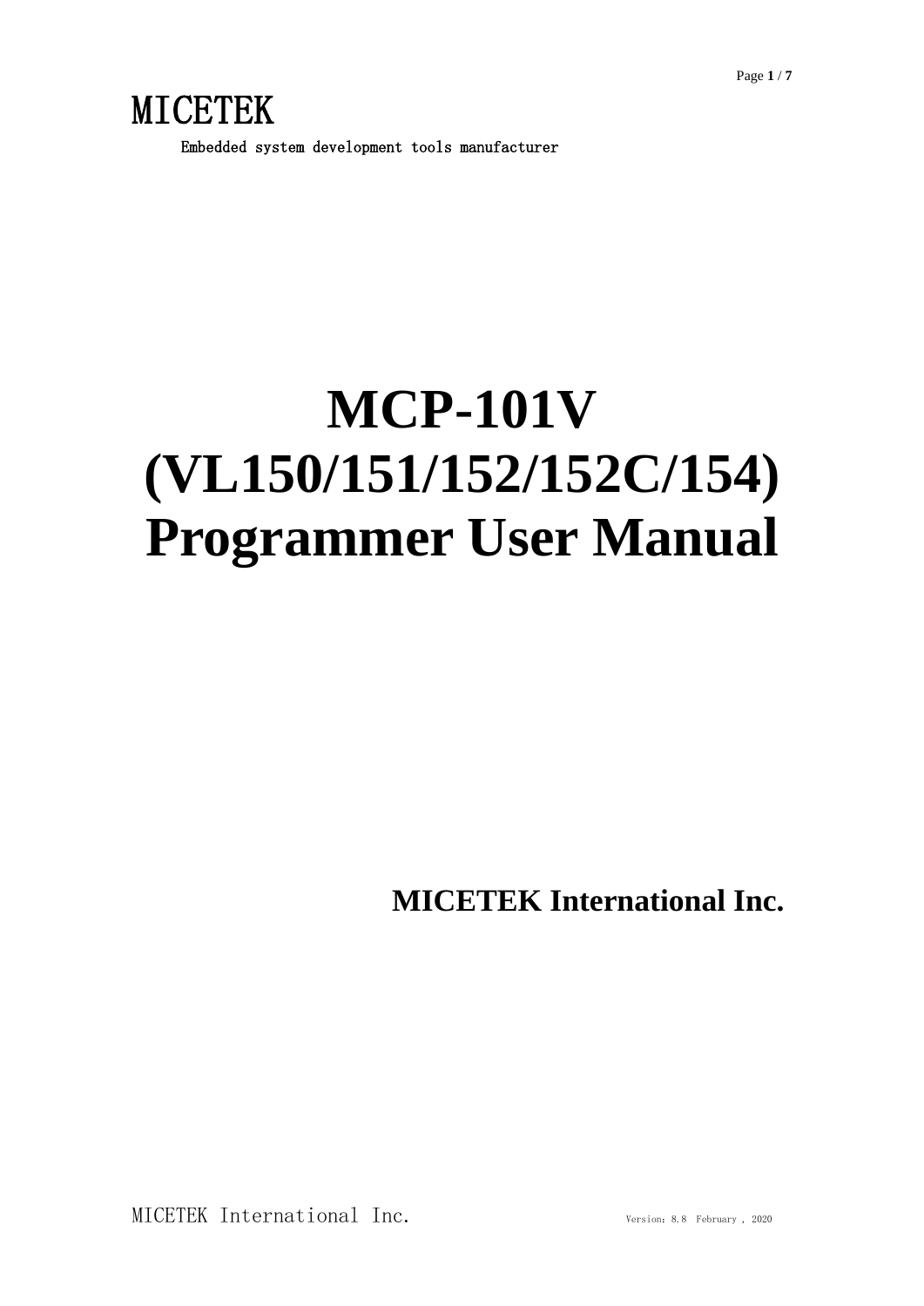MICETEK

Embedded system development tools manufacturer

# MCP-101V (VL150/151/152/152C/154) Programmer User Manual

**MICETEK International Inc.**

MICETEK International Inc. Version：8.8 February , 2020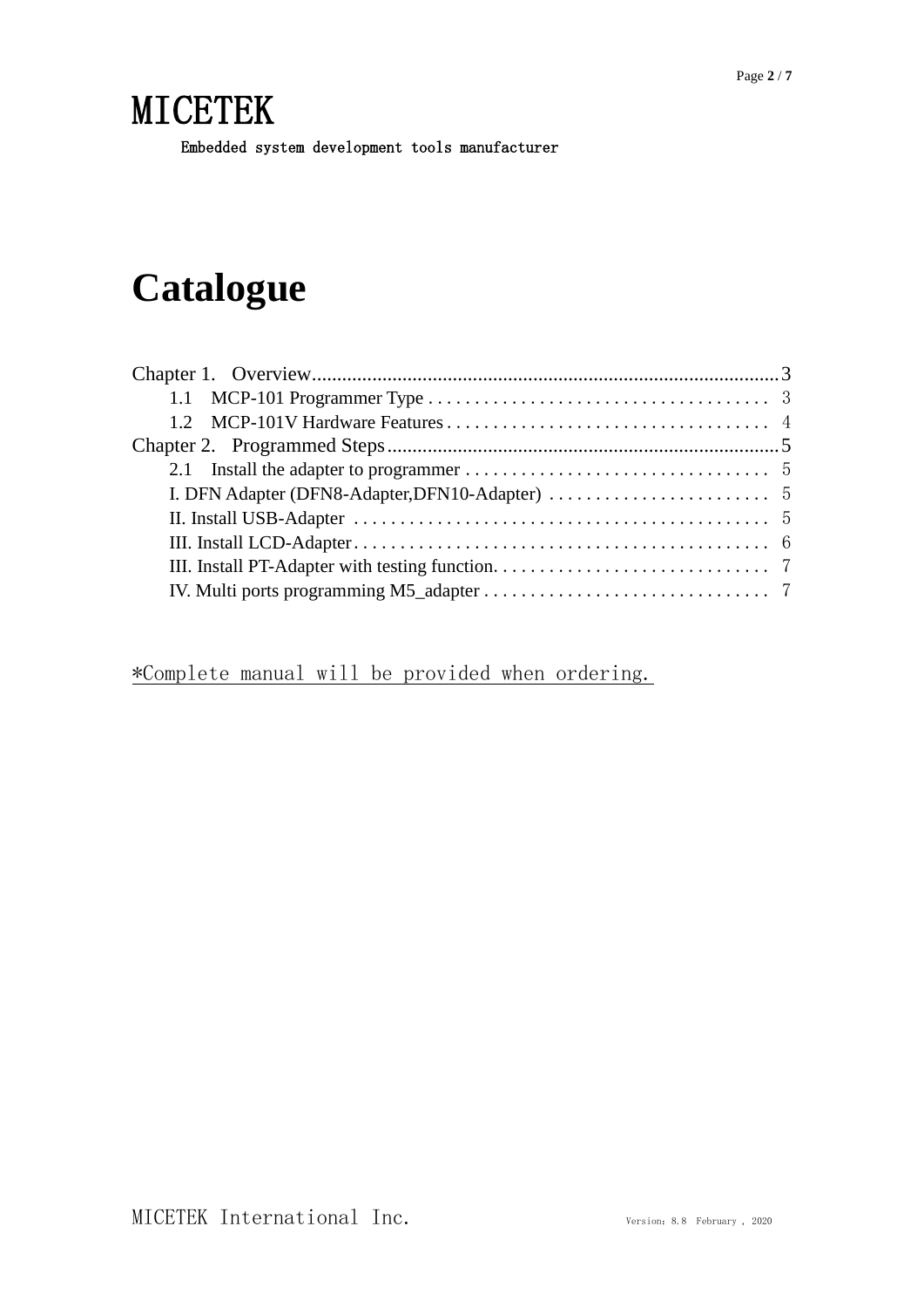# MICETEK

Embedded system development tools manufacturer

# Catalogue

Chapter 1. Overview........................................................................................3

1.1 MCP-101 Programmer Type . . . . . . . . . . . . . . . . . . . . . . . . . . . . . . . . . . . . . 3

1.2 MCP-101V Hardware Features . . . . . . . . . . . . . . . . . . . . . . . . . . . . . . . . . . . 4

Chapter 2. Programmed Steps..........................................................................5

2.1 Install the adapter to programmer . . . . . . . . . . . . . . . . . . . . . . . . . . . . . . . . . 5

I. DFN Adapter (DFN8-Adapter,DFN10-Adapter) . . . . . . . . . . . . . . . . . . . . . . . . 5

II. Install USB-Adapter . . . . . . . . . . . . . . . . . . . . . . . . . . . . . . . . . . . . . . . . . . . . 5

III. Install LCD-Adapter. . . . . . . . . . . . . . . . . . . . . . . . . . . . . . . . . . . . . . . . . . . . 6

III. Install PT-Adapter with testing function. . . . . . . . . . . . . . . . . . . . . . . . . . . . . . 7

IV. Multi ports programming M5_adapter . . . . . . . . . . . . . . . . . . . . . . . . . . . . . . . 7

*Complete manual will be provided when ordering.

MICETEK International Inc.

Version：8.8 February , 2020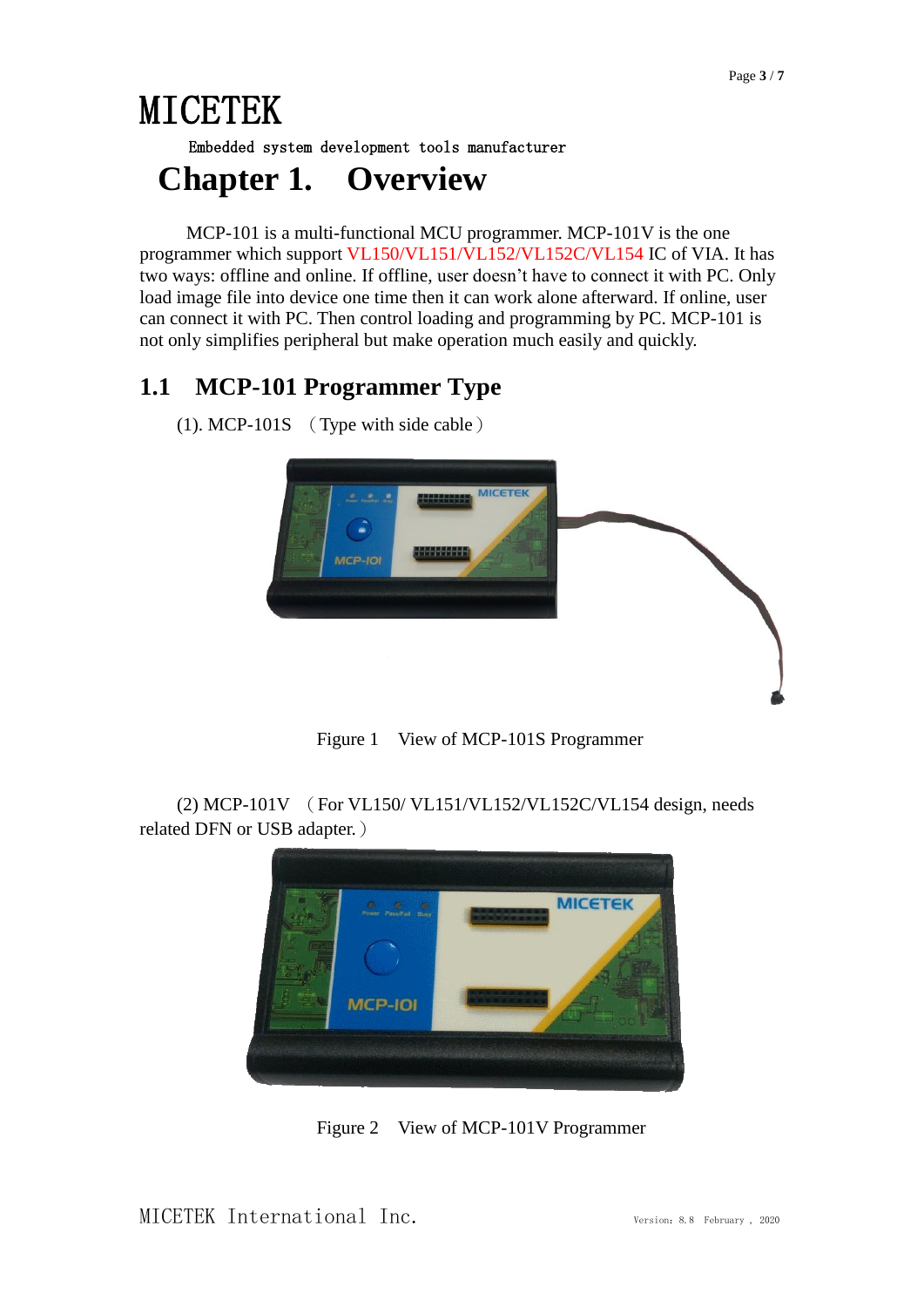# MICETEK

Embedded system development tools manufacturer

# Chapter 1. Overview

MCP-101 is a multi-functional MCU programmer. MCP-101V is the one programmer which support VL150/VL151/VL152/VL152C/VL154 IC of VIA. It has two ways: offline and online. If offline, user doesn't have to connect it with PC. Only load image file into device one time then it can work alone afterward. If online, user can connect it with PC. Then control loading and programming by PC. MCP-101 is not only simplifies peripheral but make operation much easily and quickly.

## 1.1 MCP-101 Programmer Type

(1). MCP-101S （Type with side cable）

Figure 1 View of MCP-101S Programmer

(2) MCP-101V （For VL150/ VL151/VL152/VL152C/VL154 design, needs related DFN or USB adapter.）

Figure 2 View of MCP-101V Programmer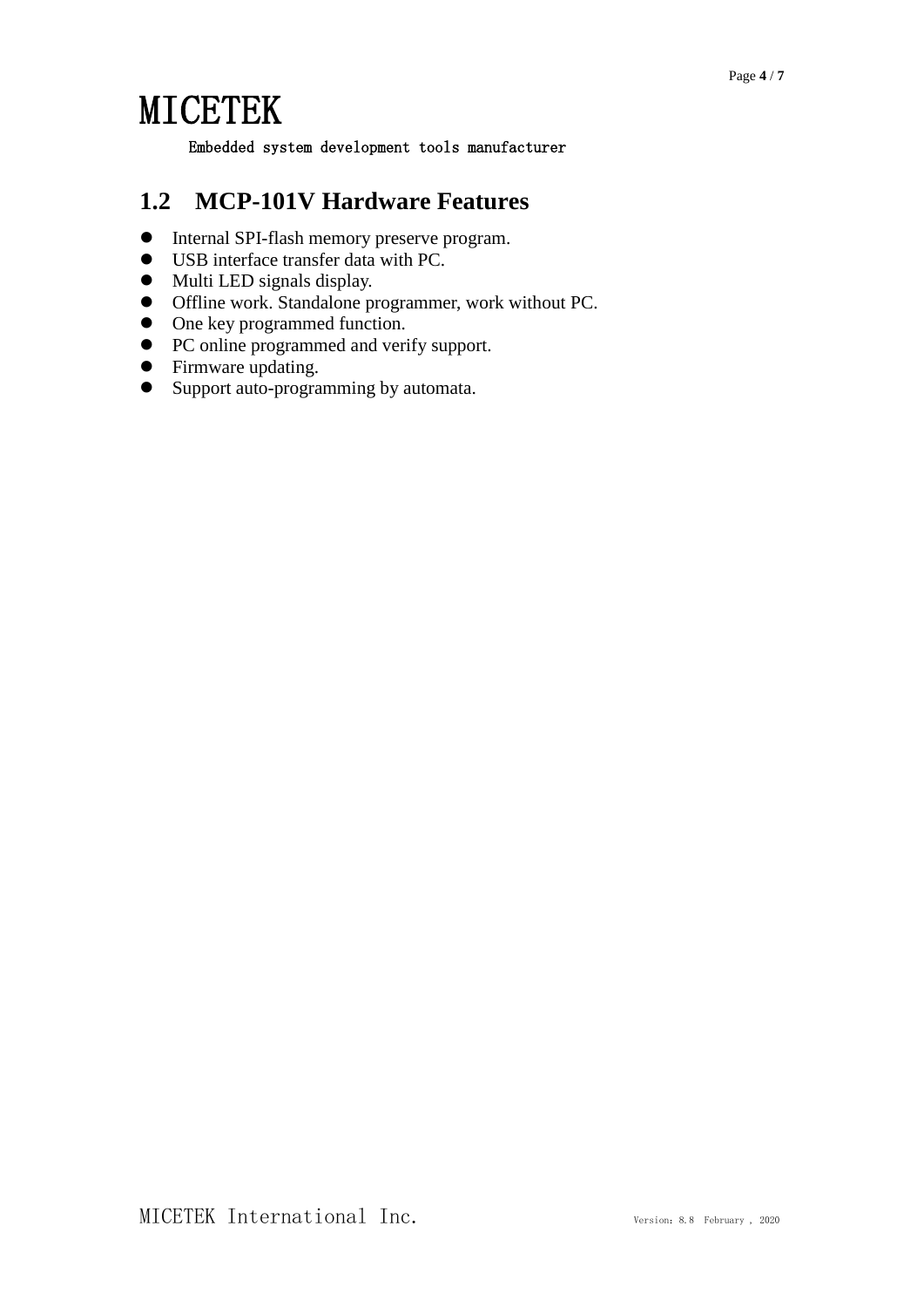## 1.2 MCP-101V Hardware Features

- Internal SPI-flash memory preserve program.
- USB interface transfer data with PC.
- Multi LED signals display.
- Offline work. Standalone programmer, work without PC.
- One key programmed function.
- PC online programmed and verify support.
- Firmware updating.
- Support auto-programming by automata.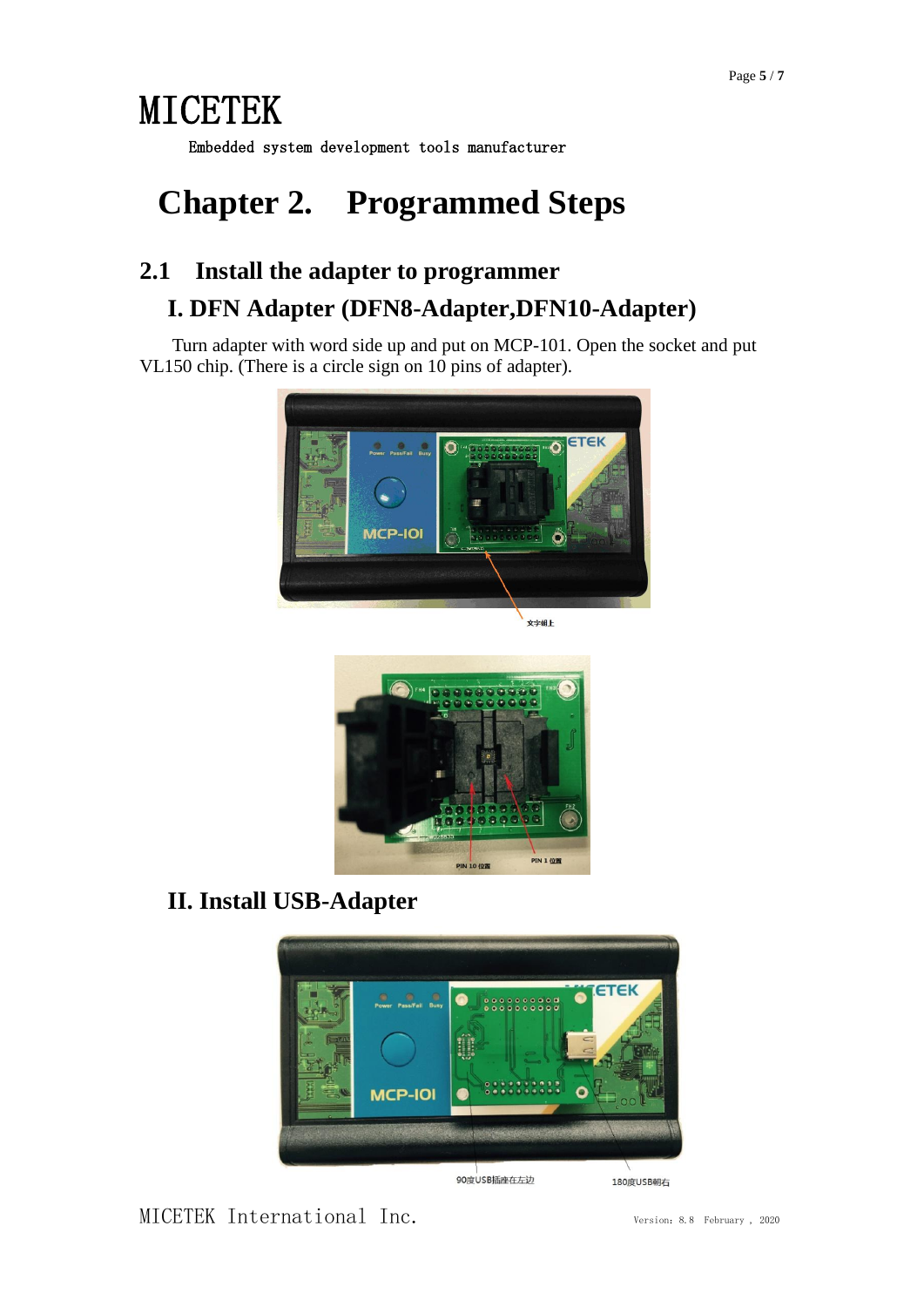# Chapter 2.   Programmed Steps

## 2.1   Install the adapter to programmer

### I. DFN Adapter (DFN8-Adapter,DFN10-Adapter)

Turn adapter with word side up and put on MCP-101. Open the socket and put VL150 chip. (There is a circle sign on 10 pins of adapter).

文字朝上

PIN 10 位置   PIN 1 位置

### II. Install USB-Adapter

90度USB插座在左边   180度USB朝右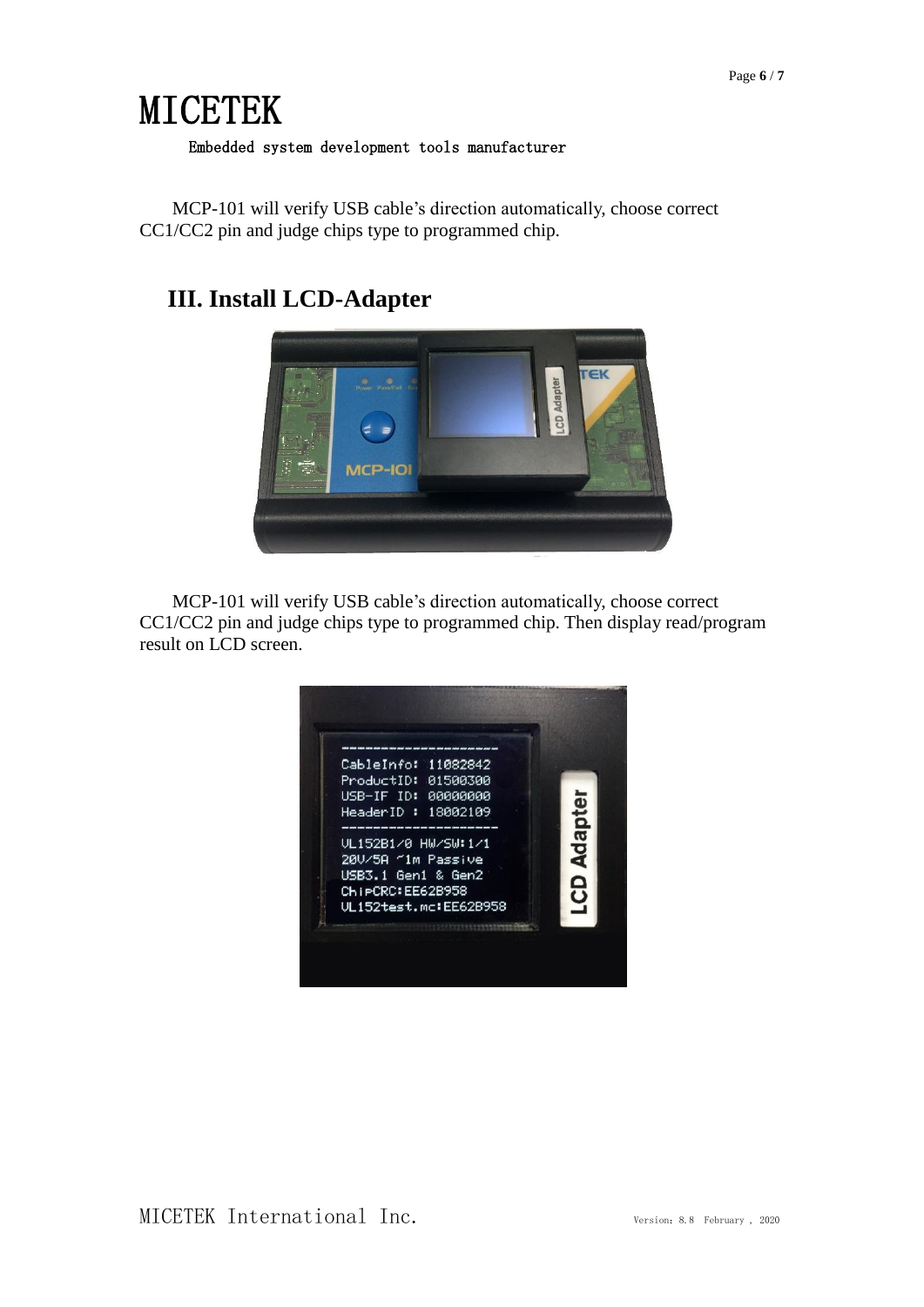MCP-101 will verify USB cable's direction automatically, choose correct CC1/CC2 pin and judge chips type to programmed chip.

## III. Install LCD-Adapter

MCP-101 will verify USB cable's direction automatically, choose correct CC1/CC2 pin and judge chips type to programmed chip. Then display read/program result on LCD screen.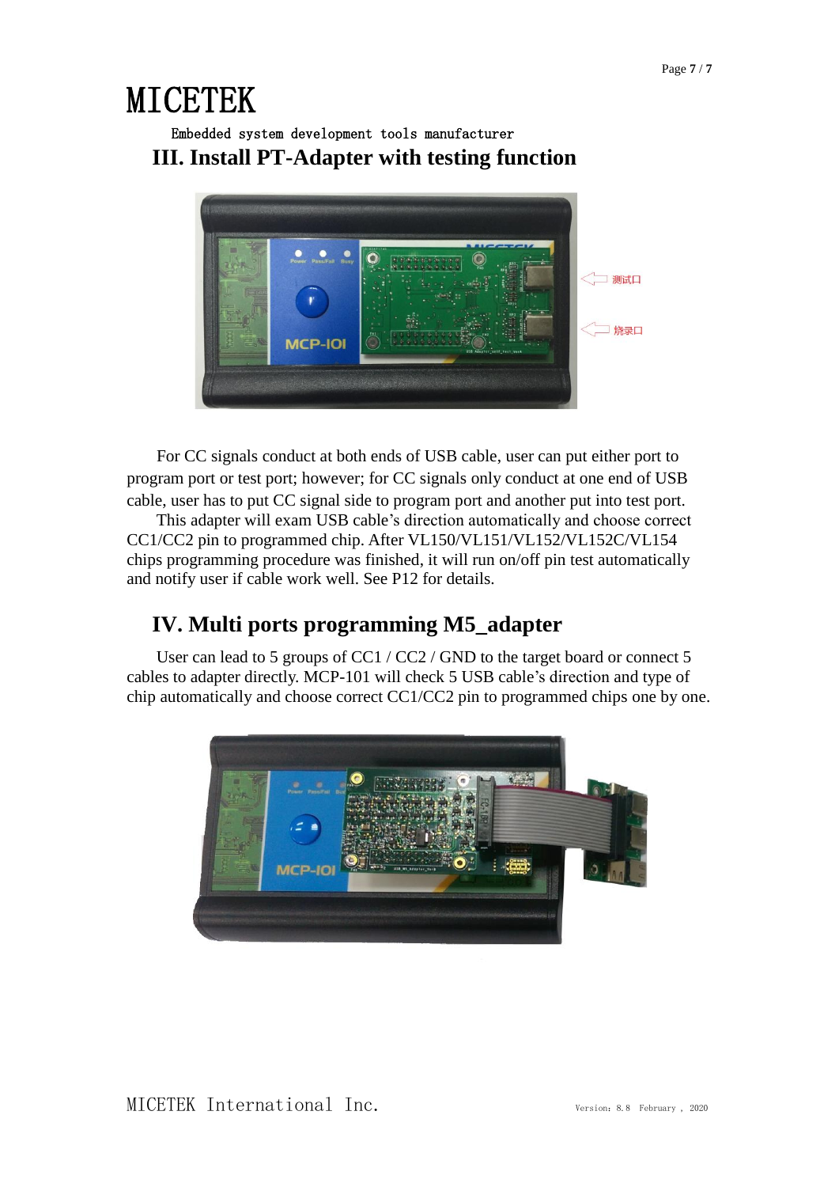# MICETEK

Embedded system development tools manufacturer

## III. Install PT-Adapter with testing function

测试口

烧录口

For CC signals conduct at both ends of USB cable, user can put either port to program port or test port; however; for CC signals only conduct at one end of USB cable, user has to put CC signal side to program port and another put into test port.

This adapter will exam USB cable's direction automatically and choose correct CC1/CC2 pin to programmed chip. After VL150/VL151/VL152/VL152C/VL154 chips programming procedure was finished, it will run on/off pin test automatically and notify user if cable work well. See P12 for details.

## IV. Multi ports programming M5_adapter

User can lead to 5 groups of CC1 / CC2 / GND to the target board or connect 5 cables to adapter directly. MCP-101 will check 5 USB cable's direction and type of chip automatically and choose correct CC1/CC2 pin to programmed chips one by one.